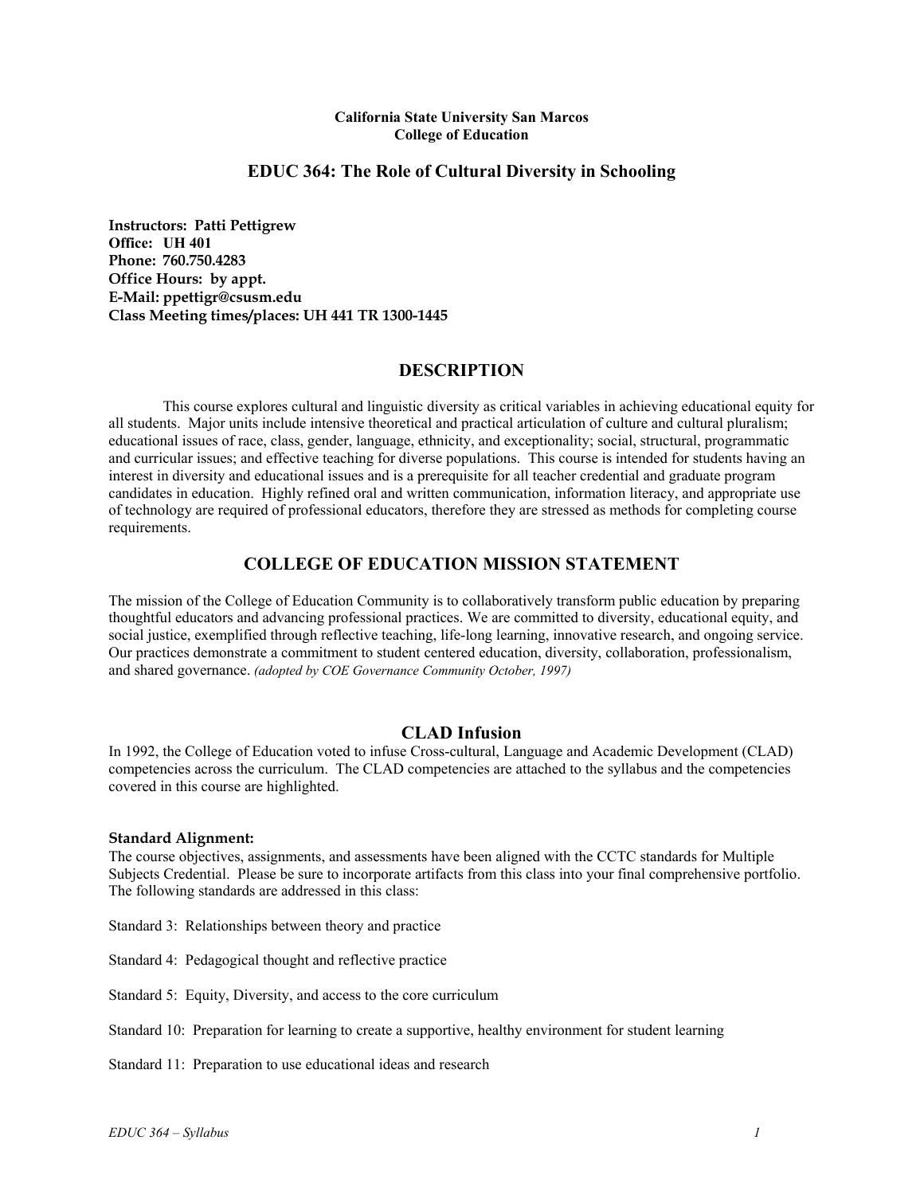**California State University San Marcos**
**College of Education**

# EDUC 364: The Role of Cultural Diversity in Schooling

**Instructors: Patti Pettigrew**
**Office: UH 401**
**Phone: 760.750.4283**
**Office Hours: by appt.**
**E-Mail: ppettigr@csusm.edu**
**Class Meeting times/places: UH 441 TR 1300-1445**

## DESCRIPTION

This course explores cultural and linguistic diversity as critical variables in achieving educational equity for all students. Major units include intensive theoretical and practical articulation of culture and cultural pluralism; educational issues of race, class, gender, language, ethnicity, and exceptionality; social, structural, programmatic and curricular issues; and effective teaching for diverse populations. This course is intended for students having an interest in diversity and educational issues and is a prerequisite for all teacher credential and graduate program candidates in education. Highly refined oral and written communication, information literacy, and appropriate use of technology are required of professional educators, therefore they are stressed as methods for completing course requirements.

## COLLEGE OF EDUCATION MISSION STATEMENT

The mission of the College of Education Community is to collaboratively transform public education by preparing thoughtful educators and advancing professional practices. We are committed to diversity, educational equity, and social justice, exemplified through reflective teaching, life-long learning, innovative research, and ongoing service. Our practices demonstrate a commitment to student centered education, diversity, collaboration, professionalism, and shared governance. *(adopted by COE Governance Community October, 1997)*

## CLAD Infusion

In 1992, the College of Education voted to infuse Cross-cultural, Language and Academic Development (CLAD) competencies across the curriculum. The CLAD competencies are attached to the syllabus and the competencies covered in this course are highlighted.

**Standard Alignment:**
The course objectives, assignments, and assessments have been aligned with the CCTC standards for Multiple Subjects Credential. Please be sure to incorporate artifacts from this class into your final comprehensive portfolio. The following standards are addressed in this class:

Standard 3: Relationships between theory and practice

Standard 4: Pedagogical thought and reflective practice

Standard 5: Equity, Diversity, and access to the core curriculum

Standard 10: Preparation for learning to create a supportive, healthy environment for student learning

Standard 11: Preparation to use educational ideas and research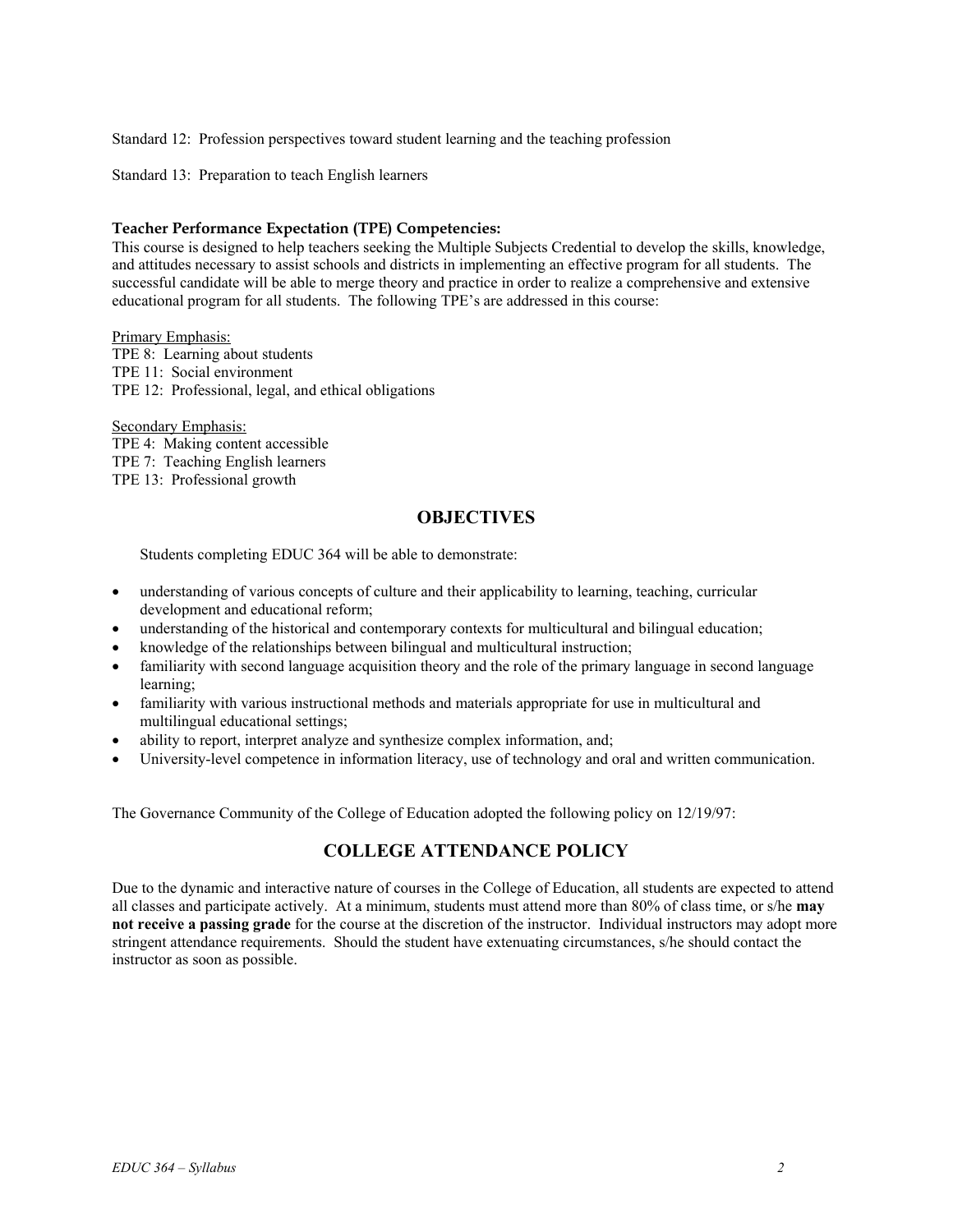Standard 12: Profession perspectives toward student learning and the teaching profession

Standard 13: Preparation to teach English learners

**Teacher Performance Expectation (TPE) Competencies:**
This course is designed to help teachers seeking the Multiple Subjects Credential to develop the skills, knowledge, and attitudes necessary to assist schools and districts in implementing an effective program for all students. The successful candidate will be able to merge theory and practice in order to realize a comprehensive and extensive educational program for all students. The following TPE's are addressed in this course:

Primary Emphasis:
TPE 8: Learning about students
TPE 11: Social environment
TPE 12: Professional, legal, and ethical obligations

Secondary Emphasis:
TPE 4: Making content accessible
TPE 7: Teaching English learners
TPE 13: Professional growth

## OBJECTIVES

Students completing EDUC 364 will be able to demonstrate:

- understanding of various concepts of culture and their applicability to learning, teaching, curricular development and educational reform;
- understanding of the historical and contemporary contexts for multicultural and bilingual education;
- knowledge of the relationships between bilingual and multicultural instruction;
- familiarity with second language acquisition theory and the role of the primary language in second language learning;
- familiarity with various instructional methods and materials appropriate for use in multicultural and multilingual educational settings;
- ability to report, interpret analyze and synthesize complex information, and;
- University-level competence in information literacy, use of technology and oral and written communication.

The Governance Community of the College of Education adopted the following policy on 12/19/97:

## COLLEGE ATTENDANCE POLICY

Due to the dynamic and interactive nature of courses in the College of Education, all students are expected to attend all classes and participate actively. At a minimum, students must attend more than 80% of class time, or s/he **may not receive a passing grade** for the course at the discretion of the instructor. Individual instructors may adopt more stringent attendance requirements. Should the student have extenuating circumstances, s/he should contact the instructor as soon as possible.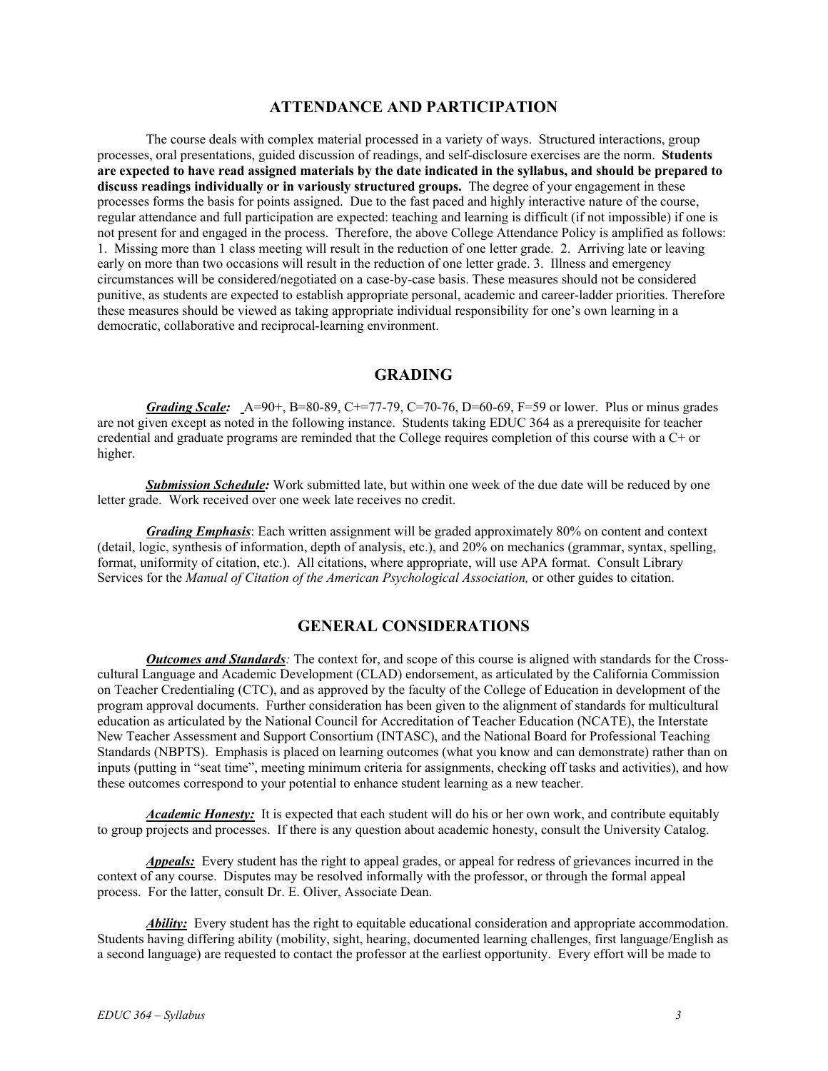## ATTENDANCE AND PARTICIPATION

The course deals with complex material processed in a variety of ways. Structured interactions, group processes, oral presentations, guided discussion of readings, and self-disclosure exercises are the norm. **Students are expected to have read assigned materials by the date indicated in the syllabus, and should be prepared to discuss readings individually or in variously structured groups.** The degree of your engagement in these processes forms the basis for points assigned. Due to the fast paced and highly interactive nature of the course, regular attendance and full participation are expected: teaching and learning is difficult (if not impossible) if one is not present for and engaged in the process. Therefore, the above College Attendance Policy is amplified as follows: 1. Missing more than 1 class meeting will result in the reduction of one letter grade. 2. Arriving late or leaving early on more than two occasions will result in the reduction of one letter grade. 3. Illness and emergency circumstances will be considered/negotiated on a case-by-case basis. These measures should not be considered punitive, as students are expected to establish appropriate personal, academic and career-ladder priorities. Therefore these measures should be viewed as taking appropriate individual responsibility for one's own learning in a democratic, collaborative and reciprocal-learning environment.

## GRADING

***Grading Scale:*** A=90+, B=80-89, C+=77-79, C=70-76, D=60-69, F=59 or lower. Plus or minus grades are not given except as noted in the following instance. Students taking EDUC 364 as a prerequisite for teacher credential and graduate programs are reminded that the College requires completion of this course with a C+ or higher.

***Submission Schedule:*** Work submitted late, but within one week of the due date will be reduced by one letter grade. Work received over one week late receives no credit.

***Grading Emphasis***: Each written assignment will be graded approximately 80% on content and context (detail, logic, synthesis of information, depth of analysis, etc.), and 20% on mechanics (grammar, syntax, spelling, format, uniformity of citation, etc.). All citations, where appropriate, will use APA format. Consult Library Services for the *Manual of Citation of the American Psychological Association,* or other guides to citation.

## GENERAL CONSIDERATIONS

***Outcomes and Standards****:* The context for, and scope of this course is aligned with standards for the Cross-cultural Language and Academic Development (CLAD) endorsement, as articulated by the California Commission on Teacher Credentialing (CTC), and as approved by the faculty of the College of Education in development of the program approval documents. Further consideration has been given to the alignment of standards for multicultural education as articulated by the National Council for Accreditation of Teacher Education (NCATE), the Interstate New Teacher Assessment and Support Consortium (INTASC), and the National Board for Professional Teaching Standards (NBPTS). Emphasis is placed on learning outcomes (what you know and can demonstrate) rather than on inputs (putting in "seat time", meeting minimum criteria for assignments, checking off tasks and activities), and how these outcomes correspond to your potential to enhance student learning as a new teacher.

***Academic Honesty:*** It is expected that each student will do his or her own work, and contribute equitably to group projects and processes. If there is any question about academic honesty, consult the University Catalog.

***Appeals:*** Every student has the right to appeal grades, or appeal for redress of grievances incurred in the context of any course. Disputes may be resolved informally with the professor, or through the formal appeal process. For the latter, consult Dr. E. Oliver, Associate Dean.

***Ability:*** Every student has the right to equitable educational consideration and appropriate accommodation. Students having differing ability (mobility, sight, hearing, documented learning challenges, first language/English as a second language) are requested to contact the professor at the earliest opportunity. Every effort will be made to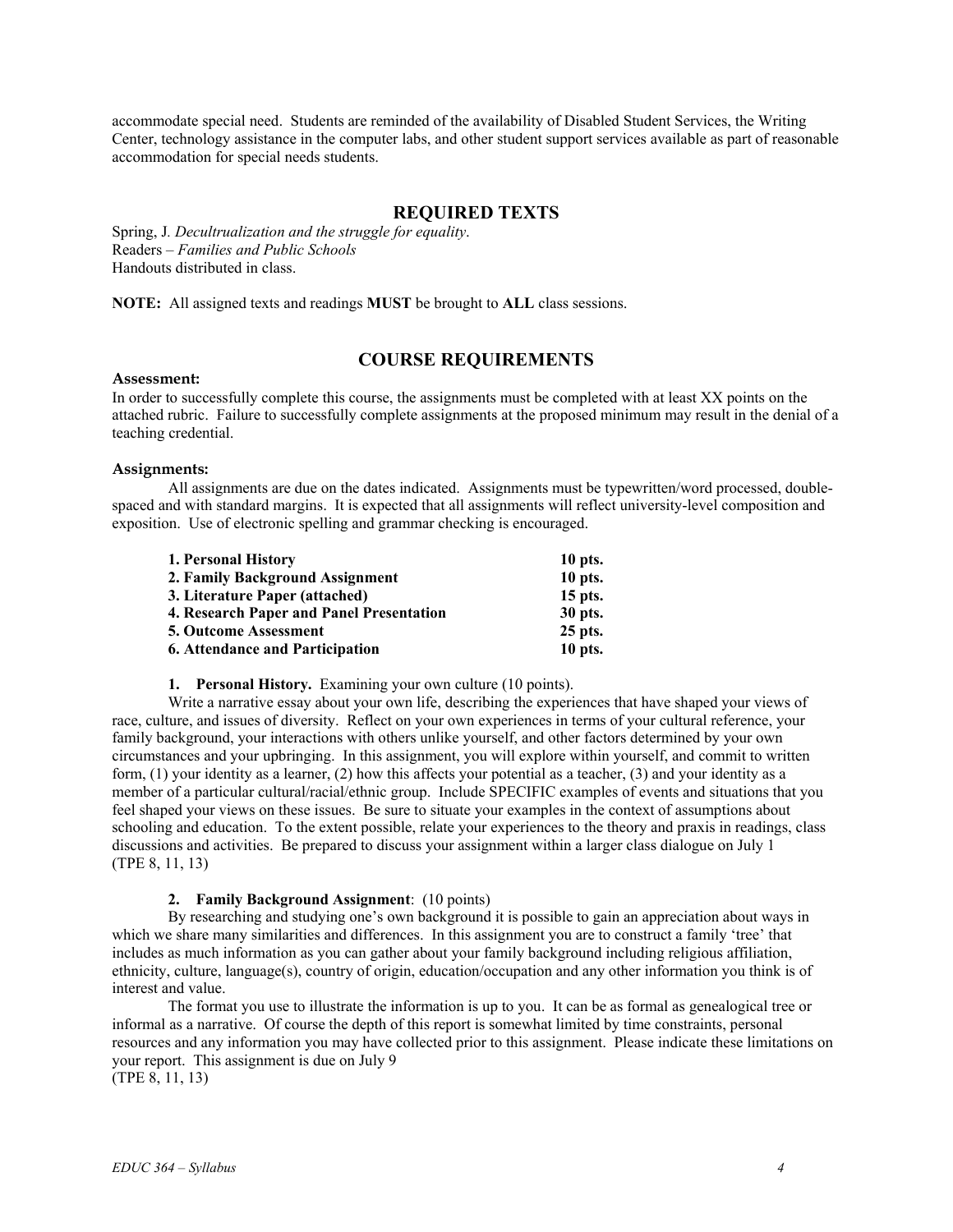accommodate special need. Students are reminded of the availability of Disabled Student Services, the Writing Center, technology assistance in the computer labs, and other student support services available as part of reasonable accommodation for special needs students.

## REQUIRED TEXTS

Spring, J. *Decultrualization and the struggle for equality*.
Readers – *Families and Public Schools*
Handouts distributed in class.

**NOTE:** All assigned texts and readings **MUST** be brought to **ALL** class sessions.

## COURSE REQUIREMENTS

**Assessment:**

In order to successfully complete this course, the assignments must be completed with at least XX points on the attached rubric. Failure to successfully complete assignments at the proposed minimum may result in the denial of a teaching credential.

**Assignments:**

All assignments are due on the dates indicated. Assignments must be typewritten/word processed, double-spaced and with standard margins. It is expected that all assignments will reflect university-level composition and exposition. Use of electronic spelling and grammar checking is encouraged.

| | |
|---|---|
| **1. Personal History** | **10 pts.** |
| **2. Family Background Assignment** | **10 pts.** |
| **3. Literature Paper (attached)** | **15 pts.** |
| **4. Research Paper and Panel Presentation** | **30 pts.** |
| **5. Outcome Assessment** | **25 pts.** |
| **6. Attendance and Participation** | **10 pts.** |

1. **Personal History.** Examining your own culture (10 points).

Write a narrative essay about your own life, describing the experiences that have shaped your views of race, culture, and issues of diversity. Reflect on your own experiences in terms of your cultural reference, your family background, your interactions with others unlike yourself, and other factors determined by your own circumstances and your upbringing. In this assignment, you will explore within yourself, and commit to written form, (1) your identity as a learner, (2) how this affects your potential as a teacher, (3) and your identity as a member of a particular cultural/racial/ethnic group. Include SPECIFIC examples of events and situations that you feel shaped your views on these issues. Be sure to situate your examples in the context of assumptions about schooling and education. To the extent possible, relate your experiences to the theory and praxis in readings, class discussions and activities. Be prepared to discuss your assignment within a larger class dialogue on July 1
(TPE 8, 11, 13)

2. **Family Background Assignment**: (10 points)

By researching and studying one's own background it is possible to gain an appreciation about ways in which we share many similarities and differences. In this assignment you are to construct a family 'tree' that includes as much information as you can gather about your family background including religious affiliation, ethnicity, culture, language(s), country of origin, education/occupation and any other information you think is of interest and value.

The format you use to illustrate the information is up to you. It can be as formal as genealogical tree or informal as a narrative. Of course the depth of this report is somewhat limited by time constraints, personal resources and any information you may have collected prior to this assignment. Please indicate these limitations on your report. This assignment is due on July 9
(TPE 8, 11, 13)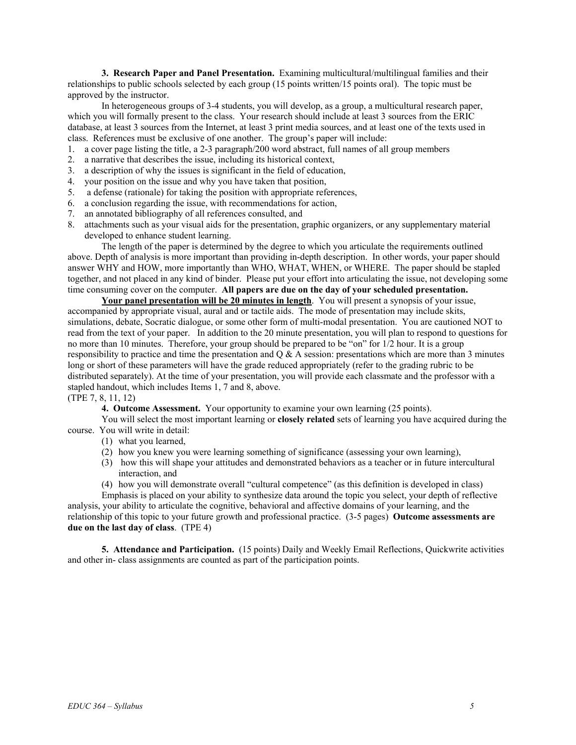**3. Research Paper and Panel Presentation.** Examining multicultural/multilingual families and their relationships to public schools selected by each group (15 points written/15 points oral). The topic must be approved by the instructor.

In heterogeneous groups of 3-4 students, you will develop, as a group, a multicultural research paper, which you will formally present to the class. Your research should include at least 3 sources from the ERIC database, at least 3 sources from the Internet, at least 3 print media sources, and at least one of the texts used in class. References must be exclusive of one another. The group's paper will include:

1. a cover page listing the title, a 2-3 paragraph/200 word abstract, full names of all group members
2. a narrative that describes the issue, including its historical context,
3. a description of why the issues is significant in the field of education,
4. your position on the issue and why you have taken that position,
5. a defense (rationale) for taking the position with appropriate references,
6. a conclusion regarding the issue, with recommendations for action,
7. an annotated bibliography of all references consulted, and
8. attachments such as your visual aids for the presentation, graphic organizers, or any supplementary material developed to enhance student learning.

The length of the paper is determined by the degree to which you articulate the requirements outlined above. Depth of analysis is more important than providing in-depth description. In other words, your paper should answer WHY and HOW, more importantly than WHO, WHAT, WHEN, or WHERE. The paper should be stapled together, and not placed in any kind of binder. Please put your effort into articulating the issue, not developing some time consuming cover on the computer. **All papers are due on the day of your scheduled presentation.**

**<u>Your panel presentation will be 20 minutes in length</u>**. You will present a synopsis of your issue, accompanied by appropriate visual, aural and or tactile aids. The mode of presentation may include skits, simulations, debate, Socratic dialogue, or some other form of multi-modal presentation. You are cautioned NOT to read from the text of your paper. In addition to the 20 minute presentation, you will plan to respond to questions for no more than 10 minutes. Therefore, your group should be prepared to be "on" for 1/2 hour. It is a group responsibility to practice and time the presentation and Q & A session: presentations which are more than 3 minutes long or short of these parameters will have the grade reduced appropriately (refer to the grading rubric to be distributed separately). At the time of your presentation, you will provide each classmate and the professor with a stapled handout, which includes Items 1, 7 and 8, above.

(TPE 7, 8, 11, 12)

**4. Outcome Assessment.** Your opportunity to examine your own learning (25 points).

You will select the most important learning or **closely related** sets of learning you have acquired during the course. You will write in detail:

(1) what you learned,
(2) how you knew you were learning something of significance (assessing your own learning),
(3) how this will shape your attitudes and demonstrated behaviors as a teacher or in future intercultural interaction, and
(4) how you will demonstrate overall "cultural competence" (as this definition is developed in class)

Emphasis is placed on your ability to synthesize data around the topic you select, your depth of reflective analysis, your ability to articulate the cognitive, behavioral and affective domains of your learning, and the relationship of this topic to your future growth and professional practice. (3-5 pages) **Outcome assessments are due on the last day of class**. (TPE 4)

**5. Attendance and Participation.** (15 points) Daily and Weekly Email Reflections, Quickwrite activities and other in- class assignments are counted as part of the participation points.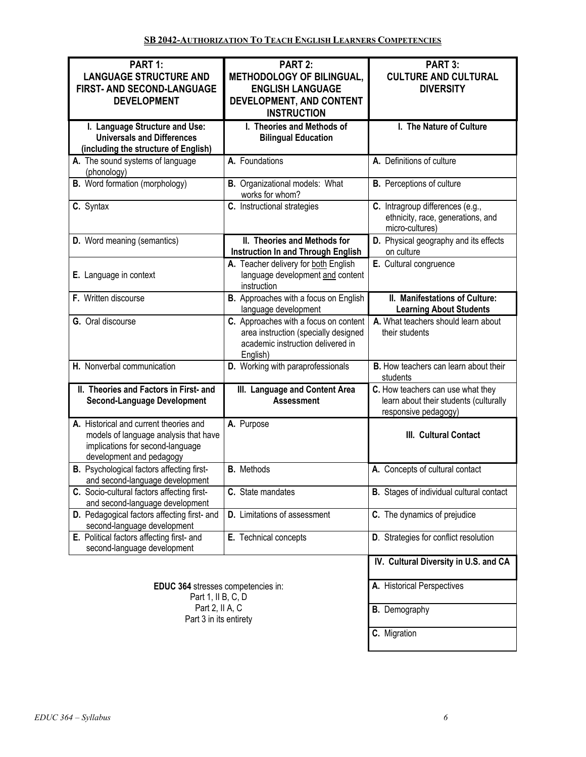## SB 2042-Authorization To Teach English Learners Competencies

| **PART 1: LANGUAGE STRUCTURE AND FIRST- AND SECOND-LANGUAGE DEVELOPMENT** | **PART 2: METHODOLOGY OF BILINGUAL, ENGLISH LANGUAGE DEVELOPMENT, AND CONTENT INSTRUCTION** | **PART 3: CULTURE AND CULTURAL DIVERSITY** |
|---|---|---|
| **I. Language Structure and Use: Universals and Differences (including the structure of English)** | **I. Theories and Methods of Bilingual Education** | **I. The Nature of Culture** |
| **A.** The sound systems of language (phonology) | **A.** Foundations | **A.** Definitions of culture |
| **B.** Word formation (morphology) | **B.** Organizational models: What works for whom? | **B.** Perceptions of culture |
| **C.** Syntax | **C.** Instructional strategies | **C.** Intragroup differences (e.g., ethnicity, race, generations, and micro-cultures) |
| **D.** Word meaning (semantics) | **II. Theories and Methods for Instruction In and Through English** | **D.** Physical geography and its effects on culture |
| **E.** Language in context | **A.** Teacher delivery for both English language development and content instruction | **E.** Cultural congruence |
| **F.** Written discourse | **B.** Approaches with a focus on English language development | **II. Manifestations of Culture: Learning About Students** |
| **G.** Oral discourse | **C.** Approaches with a focus on content area instruction (specially designed academic instruction delivered in English) | **A.** What teachers should learn about their students |
| **H.** Nonverbal communication | **D.** Working with paraprofessionals | **B.** How teachers can learn about their students |
| **II. Theories and Factors in First- and Second-Language Development** | **III. Language and Content Area Assessment** | **C.** How teachers can use what they learn about their students (culturally responsive pedagogy) |
| **A.** Historical and current theories and models of language analysis that have implications for second-language development and pedagogy | **A.** Purpose | **III. Cultural Contact** |
| **B.** Psychological factors affecting first- and second-language development | **B.** Methods | **A.** Concepts of cultural contact |
| **C.** Socio-cultural factors affecting first- and second-language development | **C.** State mandates | **B.** Stages of individual cultural contact |
| **D.** Pedagogical factors affecting first- and second-language development | **D.** Limitations of assessment | **C.** The dynamics of prejudice |
| **E.** Political factors affecting first- and second-language development | **E.** Technical concepts | **D.** Strategies for conflict resolution |
| | | **IV. Cultural Diversity in U.S. and CA** |
| | | **A.** Historical Perspectives |
| | | **B.** Demography |
| | | **C.** Migration |

**EDUC 364** stresses competencies in:
Part 1, II B, C, D
Part 2, II A, C
Part 3 in its entirety